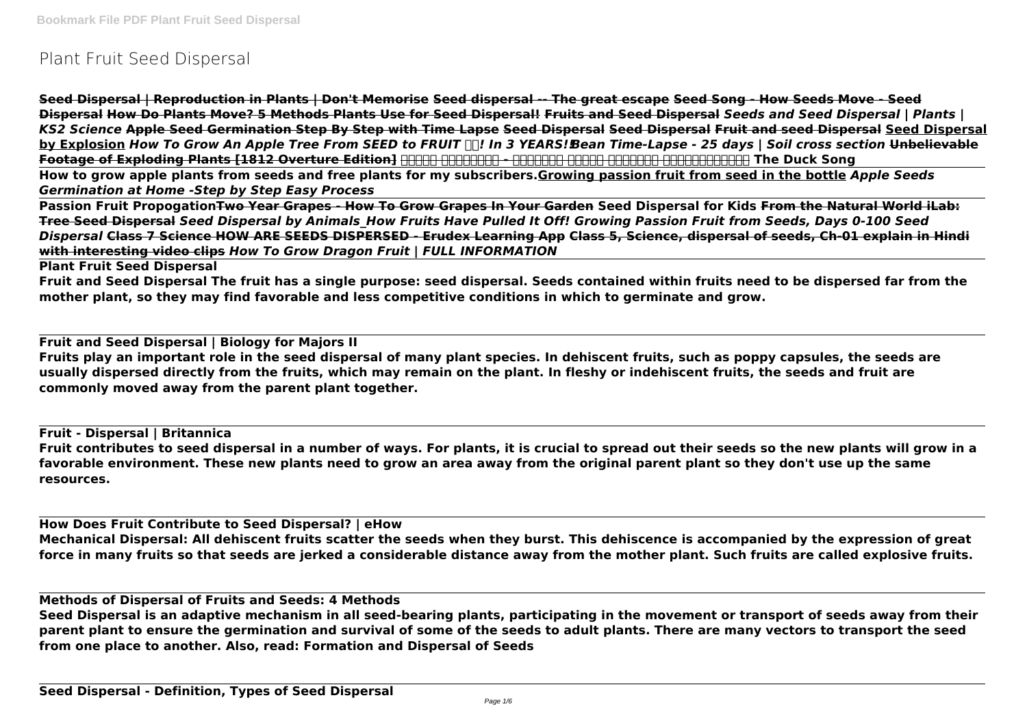# Plant Fruit Seed Dispersal

**Seed Dispersal | Reproduction in Plants | Don't Memorise Seed dispersal -- The great escape Seed Song - How Seeds Move - Seed Dispersal How Do Plants Move? 5 Methods Plants Use for Seed Dispersal! Fruits and Seed Dispersal** ***Seeds and Seed Dispersal | Plants | KS2 Science*** **Apple Seed Germination Step By Step with Time Lapse Seed Dispersal Seed Dispersal Fruit and seed Dispersal Seed Dispersal by Explosion** ***How To Grow An Apple Tree From SEED to FRUIT ! In 3 YEARS!*** ***Bean Time-Lapse - 25 days | Soil cross section*** **Unbelievable Footage of Exploding Plants [1812 Overture Edition] The Duck Song**

**How to grow apple plants from seeds and free plants for my subscribers.Growing passion fruit from seed in the bottle** ***Apple Seeds Germination at Home -Step by Step Easy Process***

**Passion Fruit PropogationTwo Year Grapes - How To Grow Grapes In Your Garden Seed Dispersal for Kids From the Natural World iLab: Tree Seed Dispersal** ***Seed Dispersal by Animals_How Fruits Have Pulled It Off! Growing Passion Fruit from Seeds, Days 0-100 Seed Dispersal*** **Class 7 Science HOW ARE SEEDS DISPERSED - Erudex Learning App Class 5, Science, dispersal of seeds, Ch-01 explain in Hindi with interesting video clips** ***How To Grow Dragon Fruit | FULL INFORMATION***

**Plant Fruit Seed Dispersal**

**Fruit and Seed Dispersal The fruit has a single purpose: seed dispersal. Seeds contained within fruits need to be dispersed far from the mother plant, so they may find favorable and less competitive conditions in which to germinate and grow.**

**Fruit and Seed Dispersal | Biology for Majors II**

**Fruits play an important role in the seed dispersal of many plant species. In dehiscent fruits, such as poppy capsules, the seeds are usually dispersed directly from the fruits, which may remain on the plant. In fleshy or indehiscent fruits, the seeds and fruit are commonly moved away from the parent plant together.**

**Fruit - Dispersal | Britannica**

**Fruit contributes to seed dispersal in a number of ways. For plants, it is crucial to spread out their seeds so the new plants will grow in a favorable environment. These new plants need to grow an area away from the original parent plant so they don't use up the same resources.**

**How Does Fruit Contribute to Seed Dispersal? | eHow**

**Mechanical Dispersal: All dehiscent fruits scatter the seeds when they burst. This dehiscence is accompanied by the expression of great force in many fruits so that seeds are jerked a considerable distance away from the mother plant. Such fruits are called explosive fruits.**

**Methods of Dispersal of Fruits and Seeds: 4 Methods**

**Seed Dispersal is an adaptive mechanism in all seed-bearing plants, participating in the movement or transport of seeds away from their parent plant to ensure the germination and survival of some of the seeds to adult plants. There are many vectors to transport the seed from one place to another. Also, read: Formation and Dispersal of Seeds**

**Seed Dispersal - Definition, Types of Seed Dispersal**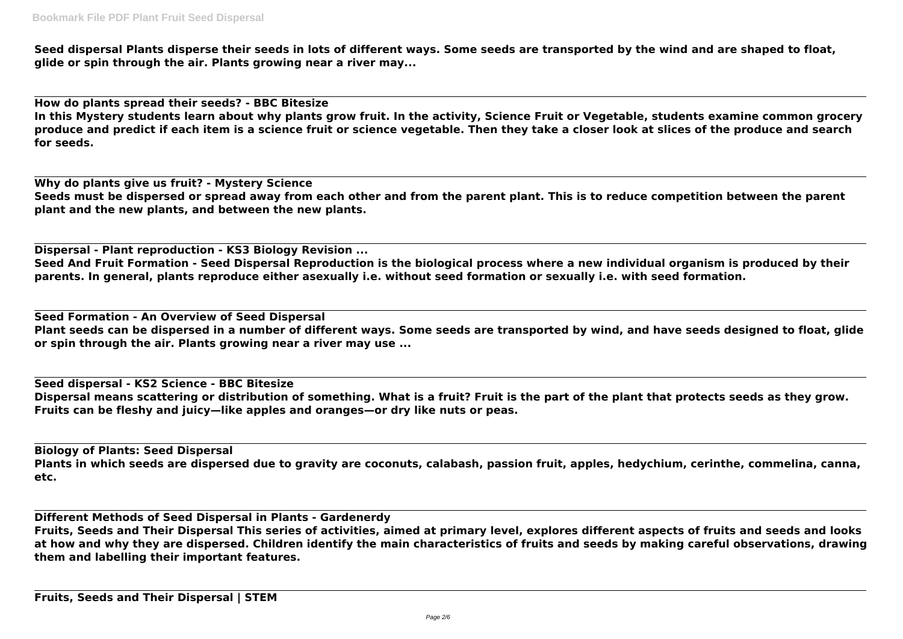**Seed dispersal Plants disperse their seeds in lots of different ways. Some seeds are transported by the wind and are shaped to float, glide or spin through the air. Plants growing near a river may...**

**How do plants spread their seeds? - BBC Bitesize**
**In this Mystery students learn about why plants grow fruit. In the activity, Science Fruit or Vegetable, students examine common grocery produce and predict if each item is a science fruit or science vegetable. Then they take a closer look at slices of the produce and search for seeds.**

**Why do plants give us fruit? - Mystery Science**
**Seeds must be dispersed or spread away from each other and from the parent plant. This is to reduce competition between the parent plant and the new plants, and between the new plants.**

**Dispersal - Plant reproduction - KS3 Biology Revision ...**
**Seed And Fruit Formation - Seed Dispersal Reproduction is the biological process where a new individual organism is produced by their parents. In general, plants reproduce either asexually i.e. without seed formation or sexually i.e. with seed formation.**

**Seed Formation - An Overview of Seed Dispersal**
**Plant seeds can be dispersed in a number of different ways. Some seeds are transported by wind, and have seeds designed to float, glide or spin through the air. Plants growing near a river may use ...**

**Seed dispersal - KS2 Science - BBC Bitesize**
**Dispersal means scattering or distribution of something. What is a fruit? Fruit is the part of the plant that protects seeds as they grow. Fruits can be fleshy and juicy—like apples and oranges—or dry like nuts or peas.**

**Biology of Plants: Seed Dispersal**
**Plants in which seeds are dispersed due to gravity are coconuts, calabash, passion fruit, apples, hedychium, cerinthe, commelina, canna, etc.**

**Different Methods of Seed Dispersal in Plants - Gardenerdy**
**Fruits, Seeds and Their Dispersal This series of activities, aimed at primary level, explores different aspects of fruits and seeds and looks at how and why they are dispersed. Children identify the main characteristics of fruits and seeds by making careful observations, drawing them and labelling their important features.**

**Fruits, Seeds and Their Dispersal | STEM**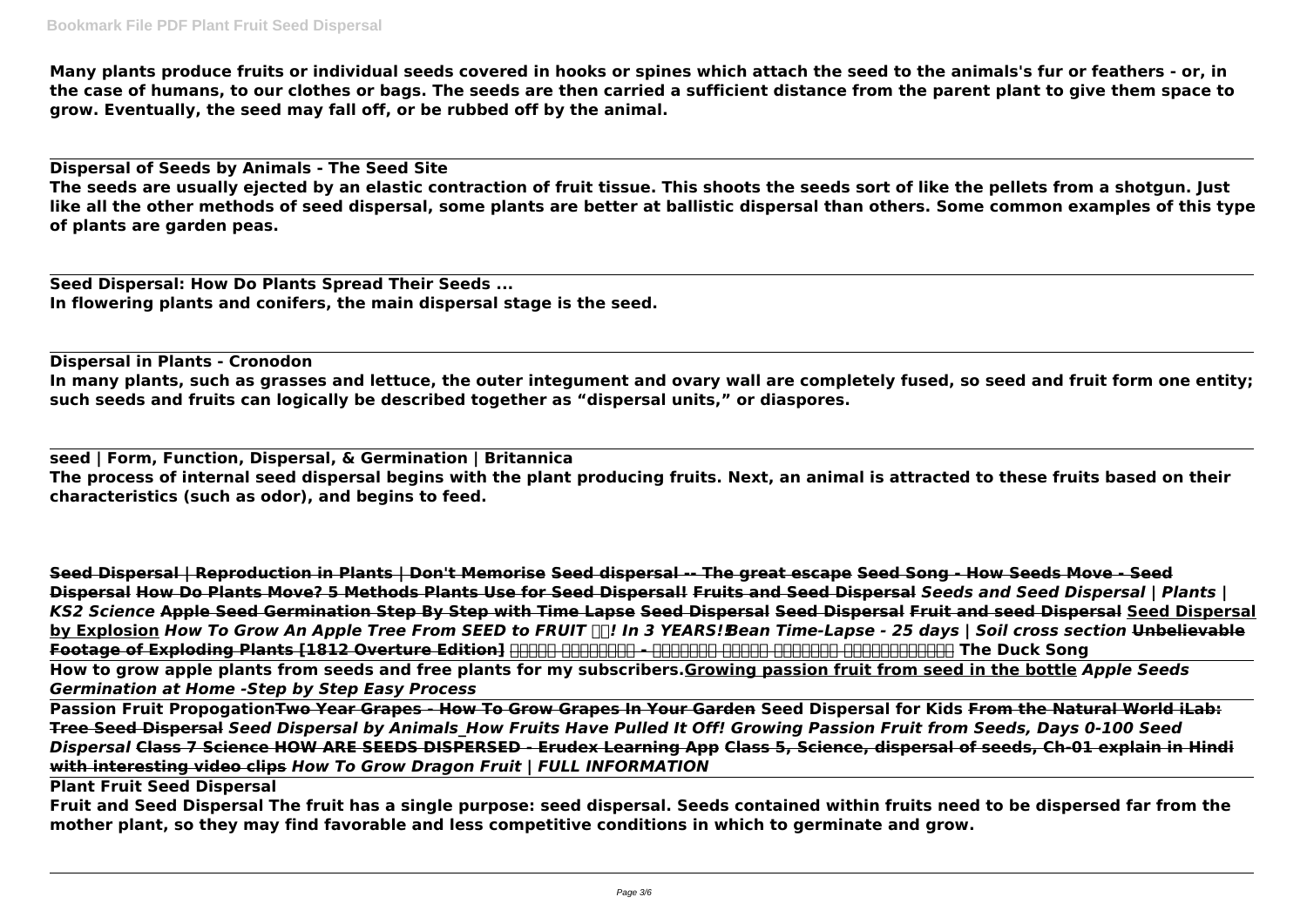**Many plants produce fruits or individual seeds covered in hooks or spines which attach the seed to the animals's fur or feathers - or, in the case of humans, to our clothes or bags. The seeds are then carried a sufficient distance from the parent plant to give them space to grow. Eventually, the seed may fall off, or be rubbed off by the animal.**

**Dispersal of Seeds by Animals - The Seed Site**

**The seeds are usually ejected by an elastic contraction of fruit tissue. This shoots the seeds sort of like the pellets from a shotgun. Just like all the other methods of seed dispersal, some plants are better at ballistic dispersal than others. Some common examples of this type of plants are garden peas.**

**Seed Dispersal: How Do Plants Spread Their Seeds ...**

**In flowering plants and conifers, the main dispersal stage is the seed.**

**Dispersal in Plants - Cronodon**

**In many plants, such as grasses and lettuce, the outer integument and ovary wall are completely fused, so seed and fruit form one entity; such seeds and fruits can logically be described together as "dispersal units," or diaspores.**

**seed | Form, Function, Dispersal, & Germination | Britannica**

**The process of internal seed dispersal begins with the plant producing fruits. Next, an animal is attracted to these fruits based on their characteristics (such as odor), and begins to feed.**

**Seed Dispersal | Reproduction in Plants | Don't Memorise Seed dispersal -- The great escape Seed Song - How Seeds Move - Seed Dispersal How Do Plants Move? 5 Methods Plants Use for Seed Dispersal! Fruits and Seed Dispersal** ***Seeds and Seed Dispersal | Plants | KS2 Science*** **Apple Seed Germination Step By Step with Time Lapse Seed Dispersal Seed Dispersal Fruit and seed Dispersal Seed Dispersal by Explosion** ***How To Grow An Apple Tree From SEED to FRUIT 🍎🍏! In 3 YEARS!!Bean Time-Lapse - 25 days | Soil cross section*** **Unbelievable Footage of Exploding Plants [1812 Overture Edition] ██████ ████████ - ███████ █████ ███████ ████████████ The Duck Song**

**How to grow apple plants from seeds and free plants for my subscribers.Growing passion fruit from seed in the bottle** ***Apple Seeds Germination at Home -Step by Step Easy Process***

**Passion Fruit PropogationTwo Year Grapes - How To Grow Grapes In Your Garden Seed Dispersal for Kids From the Natural World iLab: Tree Seed Dispersal** ***Seed Dispersal by Animals_How Fruits Have Pulled It Off! Growing Passion Fruit from Seeds, Days 0-100 Seed Dispersal*** **Class 7 Science HOW ARE SEEDS DISPERSED - Erudex Learning App Class 5, Science, dispersal of seeds, Ch-01 explain in Hindi with interesting video clips** ***How To Grow Dragon Fruit | FULL INFORMATION***

**Plant Fruit Seed Dispersal**

**Fruit and Seed Dispersal The fruit has a single purpose: seed dispersal. Seeds contained within fruits need to be dispersed far from the mother plant, so they may find favorable and less competitive conditions in which to germinate and grow.**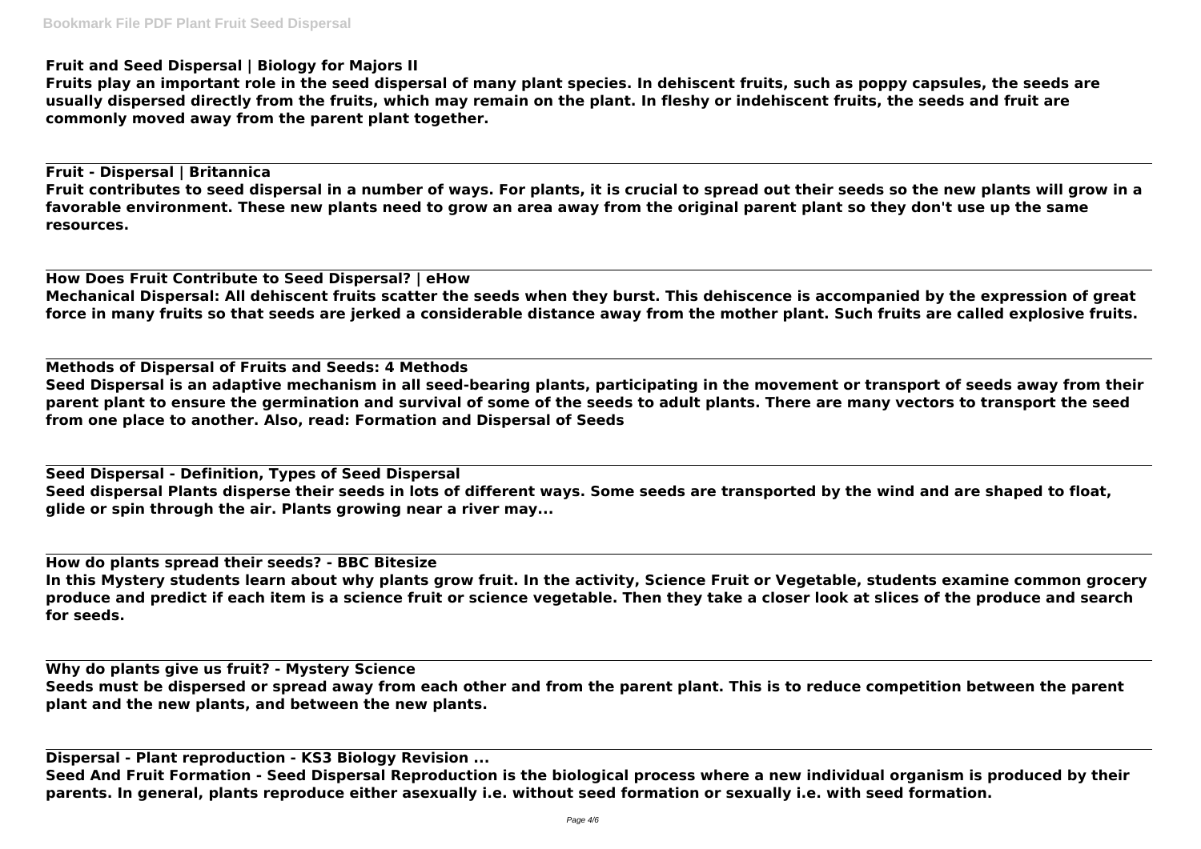**Fruit and Seed Dispersal | Biology for Majors II**

**Fruits play an important role in the seed dispersal of many plant species. In dehiscent fruits, such as poppy capsules, the seeds are usually dispersed directly from the fruits, which may remain on the plant. In fleshy or indehiscent fruits, the seeds and fruit are commonly moved away from the parent plant together.**

**Fruit - Dispersal | Britannica**

**Fruit contributes to seed dispersal in a number of ways. For plants, it is crucial to spread out their seeds so the new plants will grow in a favorable environment. These new plants need to grow an area away from the original parent plant so they don't use up the same resources.**

**How Does Fruit Contribute to Seed Dispersal? | eHow**

**Mechanical Dispersal: All dehiscent fruits scatter the seeds when they burst. This dehiscence is accompanied by the expression of great force in many fruits so that seeds are jerked a considerable distance away from the mother plant. Such fruits are called explosive fruits.**

**Methods of Dispersal of Fruits and Seeds: 4 Methods**

**Seed Dispersal is an adaptive mechanism in all seed-bearing plants, participating in the movement or transport of seeds away from their parent plant to ensure the germination and survival of some of the seeds to adult plants. There are many vectors to transport the seed from one place to another. Also, read: Formation and Dispersal of Seeds**

**Seed Dispersal - Definition, Types of Seed Dispersal**

**Seed dispersal Plants disperse their seeds in lots of different ways. Some seeds are transported by the wind and are shaped to float, glide or spin through the air. Plants growing near a river may...**

**How do plants spread their seeds? - BBC Bitesize**

**In this Mystery students learn about why plants grow fruit. In the activity, Science Fruit or Vegetable, students examine common grocery produce and predict if each item is a science fruit or science vegetable. Then they take a closer look at slices of the produce and search for seeds.**

**Why do plants give us fruit? - Mystery Science**

**Seeds must be dispersed or spread away from each other and from the parent plant. This is to reduce competition between the parent plant and the new plants, and between the new plants.**

**Dispersal - Plant reproduction - KS3 Biology Revision ...**

**Seed And Fruit Formation - Seed Dispersal Reproduction is the biological process where a new individual organism is produced by their parents. In general, plants reproduce either asexually i.e. without seed formation or sexually i.e. with seed formation.**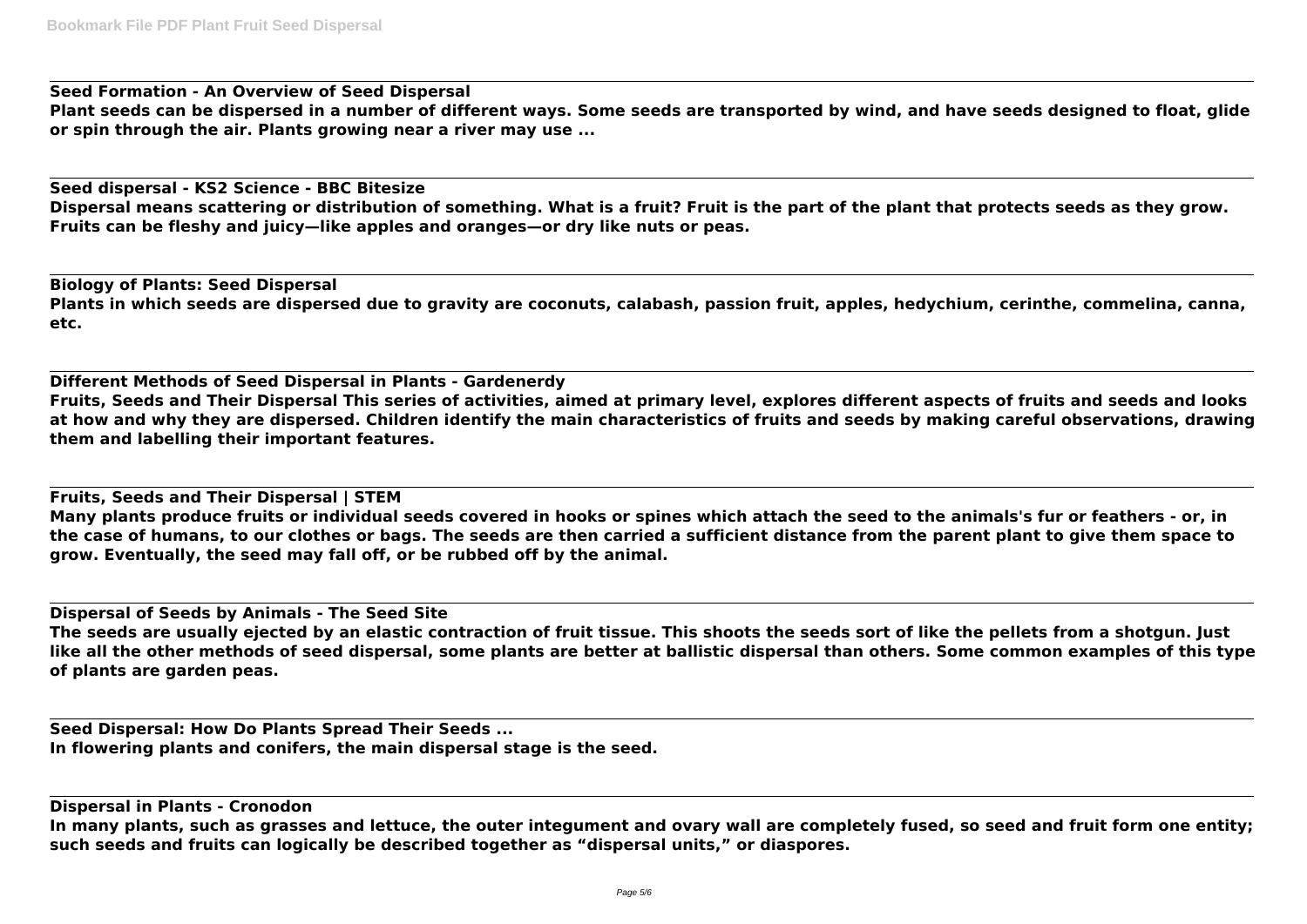**Seed Formation - An Overview of Seed Dispersal**
**Plant seeds can be dispersed in a number of different ways. Some seeds are transported by wind, and have seeds designed to float, glide or spin through the air. Plants growing near a river may use ...**

**Seed dispersal - KS2 Science - BBC Bitesize**
**Dispersal means scattering or distribution of something. What is a fruit? Fruit is the part of the plant that protects seeds as they grow. Fruits can be fleshy and juicy—like apples and oranges—or dry like nuts or peas.**

**Biology of Plants: Seed Dispersal**
**Plants in which seeds are dispersed due to gravity are coconuts, calabash, passion fruit, apples, hedychium, cerinthe, commelina, canna, etc.**

**Different Methods of Seed Dispersal in Plants - Gardenerdy**
**Fruits, Seeds and Their Dispersal This series of activities, aimed at primary level, explores different aspects of fruits and seeds and looks at how and why they are dispersed. Children identify the main characteristics of fruits and seeds by making careful observations, drawing them and labelling their important features.**

**Fruits, Seeds and Their Dispersal | STEM**
**Many plants produce fruits or individual seeds covered in hooks or spines which attach the seed to the animals's fur or feathers - or, in the case of humans, to our clothes or bags. The seeds are then carried a sufficient distance from the parent plant to give them space to grow. Eventually, the seed may fall off, or be rubbed off by the animal.**

**Dispersal of Seeds by Animals - The Seed Site**
**The seeds are usually ejected by an elastic contraction of fruit tissue. This shoots the seeds sort of like the pellets from a shotgun. Just like all the other methods of seed dispersal, some plants are better at ballistic dispersal than others. Some common examples of this type of plants are garden peas.**

**Seed Dispersal: How Do Plants Spread Their Seeds ...**
**In flowering plants and conifers, the main dispersal stage is the seed.**

**Dispersal in Plants - Cronodon**
**In many plants, such as grasses and lettuce, the outer integument and ovary wall are completely fused, so seed and fruit form one entity; such seeds and fruits can logically be described together as "dispersal units," or diaspores.**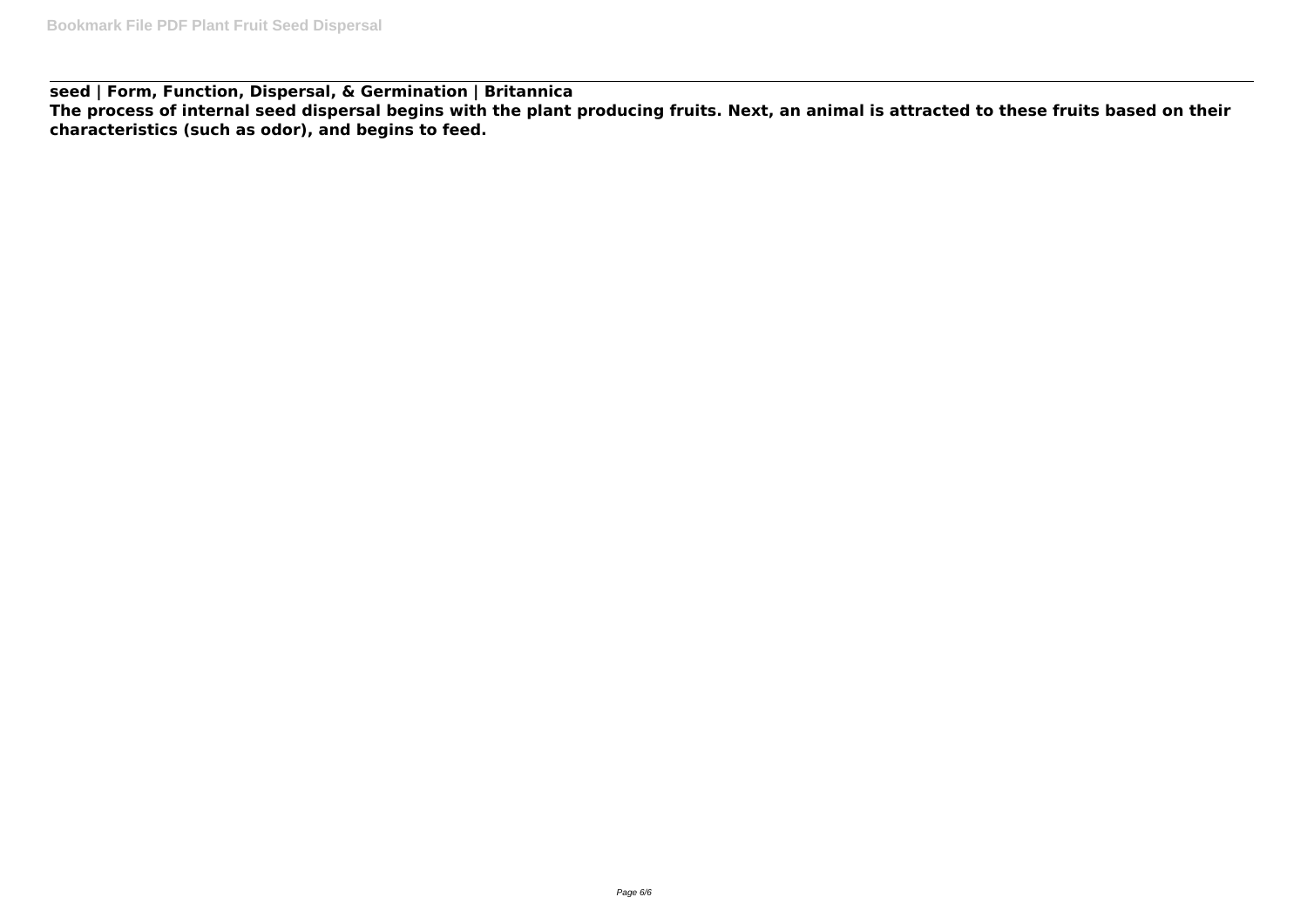**seed | Form, Function, Dispersal, & Germination | Britannica**

**The process of internal seed dispersal begins with the plant producing fruits. Next, an animal is attracted to these fruits based on their characteristics (such as odor), and begins to feed.**